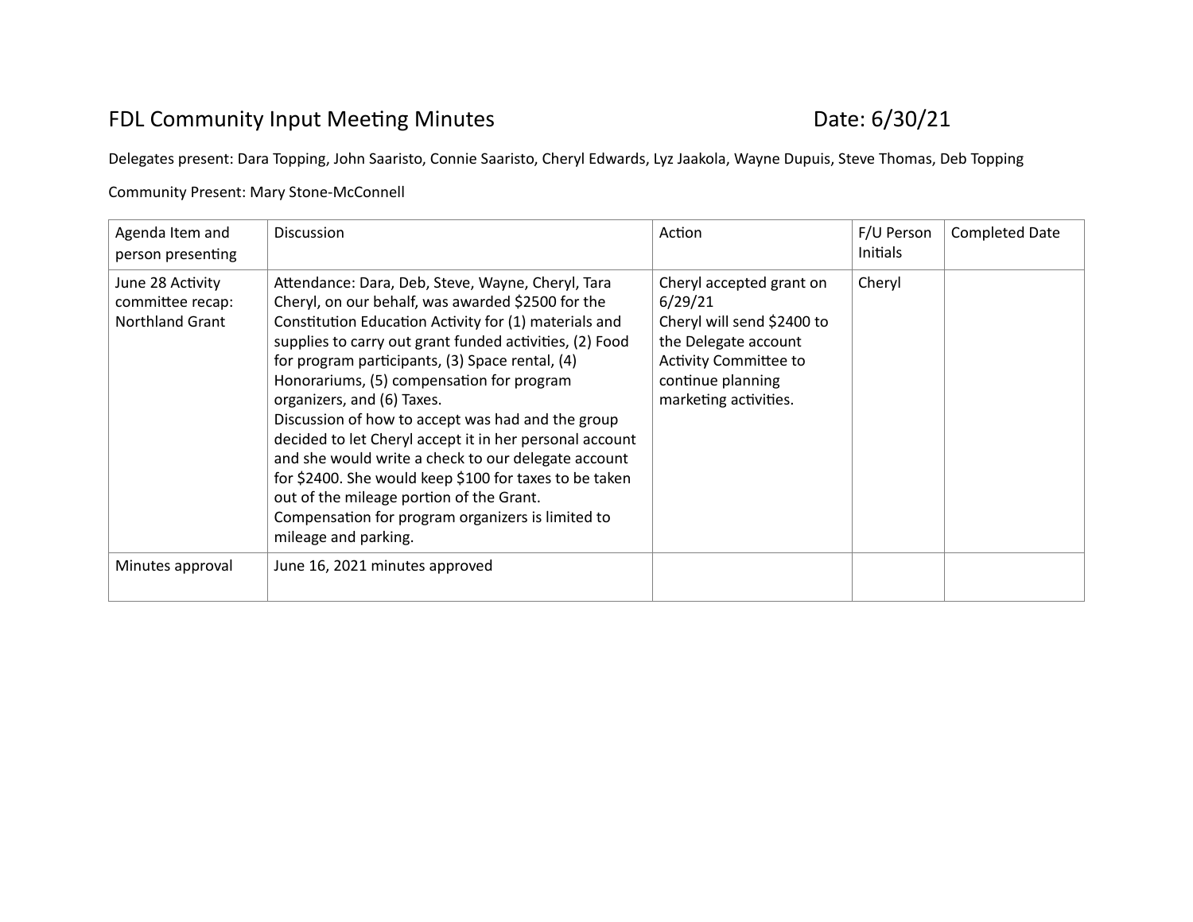# FDL Community Input Meeting Minutes

Date: 6/30/21

Delegates present: Dara Topping, John Saaristo, Connie Saaristo, Cheryl Edwards, Lyz Jaakola, Wayne Dupuis, Steve Thomas, Deb Topping

Community Present: Mary Stone-McConnell

| Agenda Item and person presenting | Discussion | Action | F/U Person Initials | Completed Date |
|---|---|---|---|---|
| June 28 Activity committee recap: Northland Grant | Attendance: Dara, Deb, Steve, Wayne, Cheryl, Tara<br>Cheryl, on our behalf, was awarded $2500 for the Constitution Education Activity for (1) materials and supplies to carry out grant funded activities, (2) Food for program participants, (3) Space rental, (4) Honorariums, (5) compensation for program organizers, and (6) Taxes.<br>Discussion of how to accept was had and the group decided to let Cheryl accept it in her personal account and she would write a check to our delegate account for $2400. She would keep $100 for taxes to be taken out of the mileage portion of the Grant.<br>Compensation for program organizers is limited to mileage and parking. | Cheryl accepted grant on 6/29/21<br>Cheryl will send $2400 to the Delegate account<br>Activity Committee to continue planning marketing activities. | Cheryl | |
| Minutes approval | June 16, 2021 minutes approved | | | |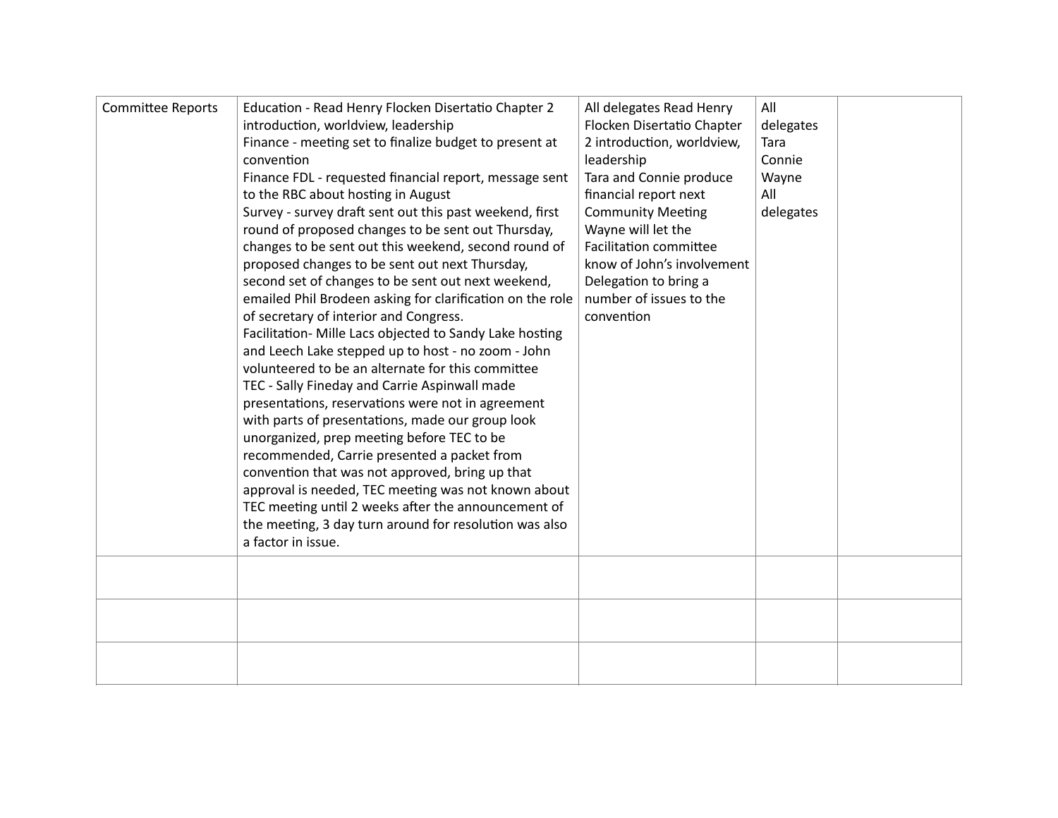| | | | | |
|---|---|---|---|---|
| Committee Reports | Education - Read Henry Flocken Disertatio Chapter 2 introduction, worldview, leadership<br>Finance - meeting set to finalize budget to present at convention<br>Finance FDL - requested financial report, message sent to the RBC about hosting in August<br>Survey - survey draft sent out this past weekend, first round of proposed changes to be sent out Thursday, changes to be sent out this weekend, second round of proposed changes to be sent out next Thursday, second set of changes to be sent out next weekend, emailed Phil Brodeen asking for clarification on the role of secretary of interior and Congress.<br>Facilitation- Mille Lacs objected to Sandy Lake hosting and Leech Lake stepped up to host - no zoom - John volunteered to be an alternate for this committee<br>TEC - Sally Fineday and Carrie Aspinwall made presentations, reservations were not in agreement with parts of presentations, made our group look unorganized, prep meeting before TEC to be recommended, Carrie presented a packet from convention that was not approved, bring up that approval is needed, TEC meeting was not known about TEC meeting until 2 weeks after the announcement of the meeting, 3 day turn around for resolution was also a factor in issue. | All delegates Read Henry Flocken Disertatio Chapter 2 introduction, worldview, leadership<br>Tara and Connie produce financial report next Community Meeting<br>Wayne will let the Facilitation committee know of John's involvement<br>Delegation to bring a number of issues to the convention | All delegates<br>Tara<br>Connie<br>Wayne<br>All delegates | |
| | | | | |
| | | | | |
| | | | | |